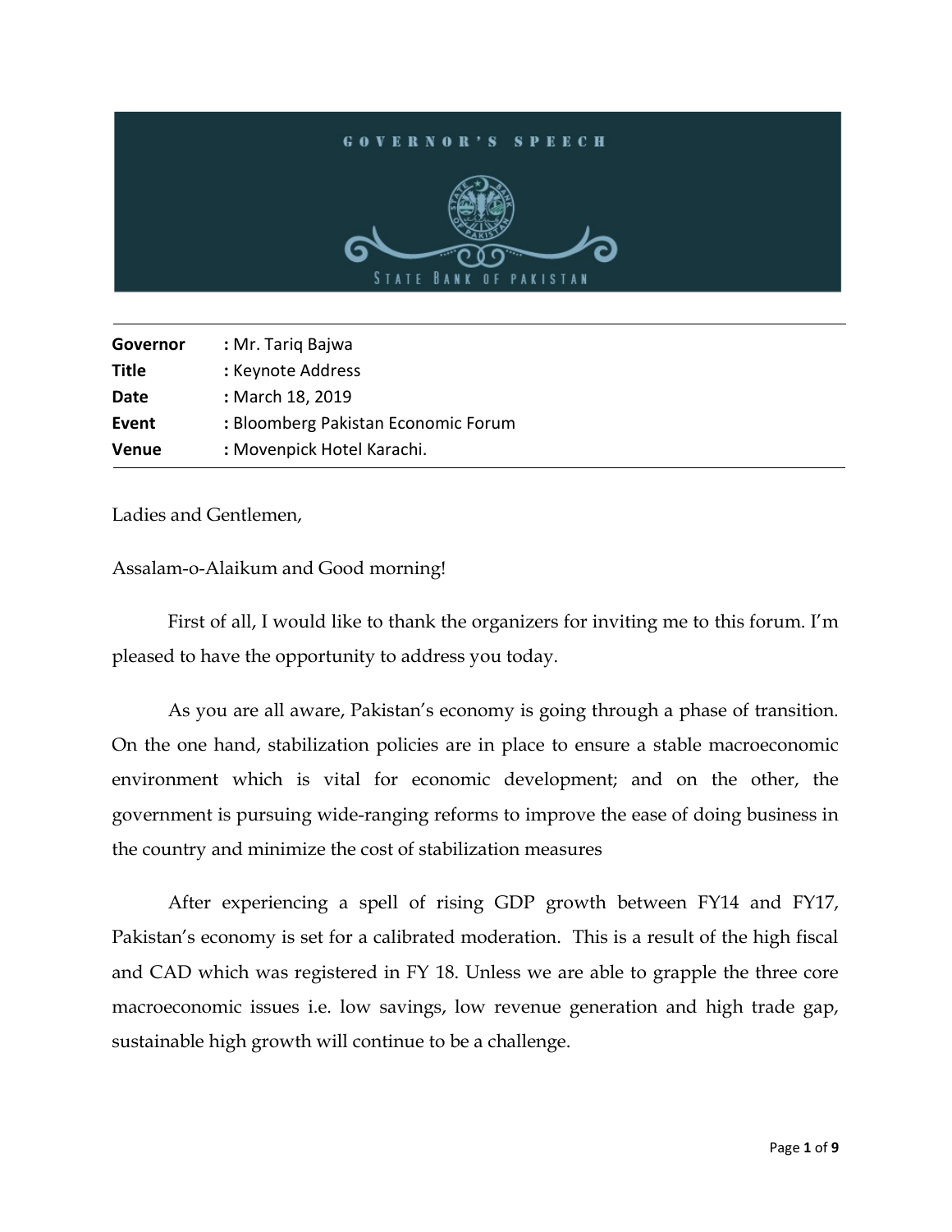# GOVERNOR'S SPEECH

STATE BANK OF PAKISTAN

| | |
|---|---|
| **Governor** | **:** Mr. Tariq Bajwa |
| **Title** | **:** Keynote Address |
| **Date** | **:** March 18, 2019 |
| **Event** | **:** Bloomberg Pakistan Economic Forum |
| **Venue** | **:** Movenpick Hotel Karachi. |

Ladies and Gentlemen,

Assalam-o-Alaikum and Good morning!

First of all, I would like to thank the organizers for inviting me to this forum. I'm pleased to have the opportunity to address you today.

As you are all aware, Pakistan's economy is going through a phase of transition. On the one hand, stabilization policies are in place to ensure a stable macroeconomic environment which is vital for economic development; and on the other, the government is pursuing wide-ranging reforms to improve the ease of doing business in the country and minimize the cost of stabilization measures

After experiencing a spell of rising GDP growth between FY14 and FY17, Pakistan's economy is set for a calibrated moderation. This is a result of the high fiscal and CAD which was registered in FY 18. Unless we are able to grapple the three core macroeconomic issues i.e. low savings, low revenue generation and high trade gap, sustainable high growth will continue to be a challenge.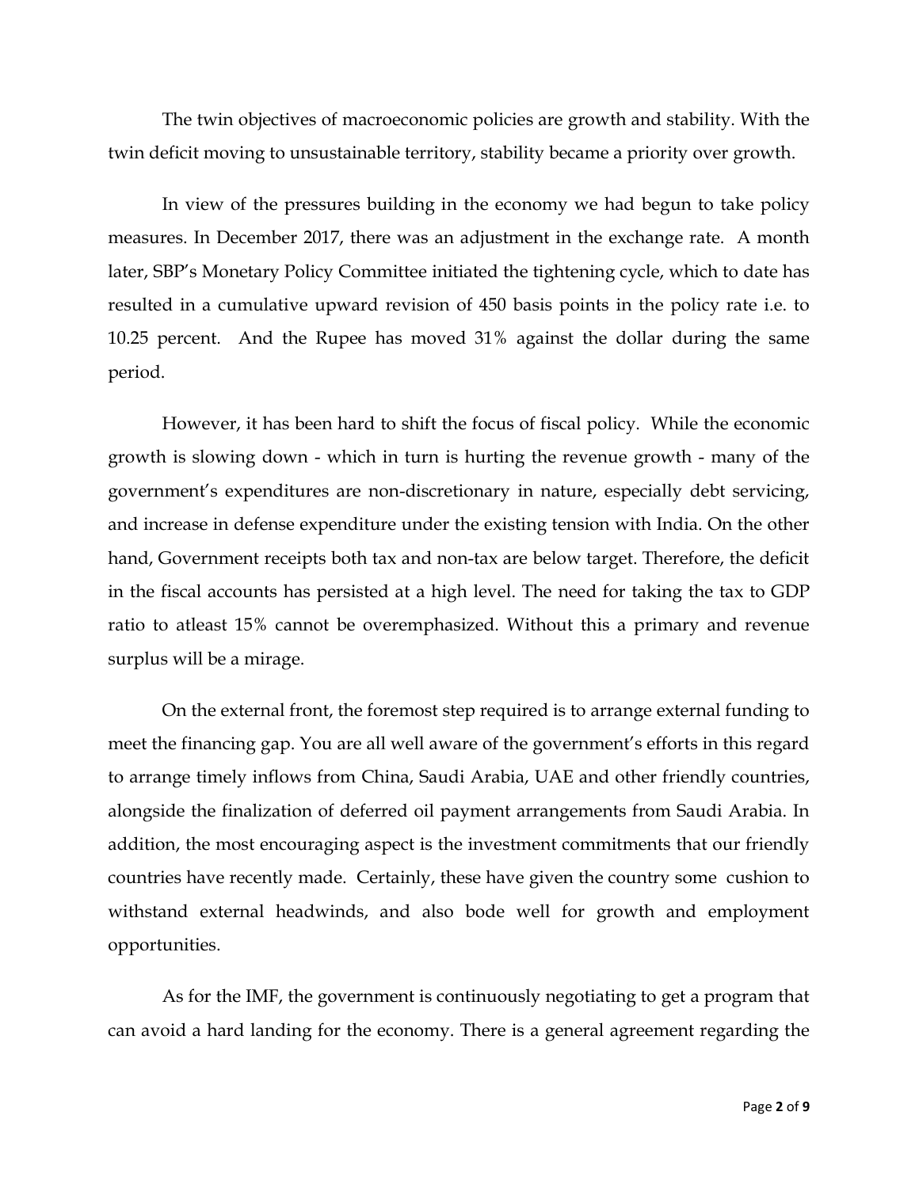The twin objectives of macroeconomic policies are growth and stability. With the twin deficit moving to unsustainable territory, stability became a priority over growth.

In view of the pressures building in the economy we had begun to take policy measures. In December 2017, there was an adjustment in the exchange rate. A month later, SBP's Monetary Policy Committee initiated the tightening cycle, which to date has resulted in a cumulative upward revision of 450 basis points in the policy rate i.e. to 10.25 percent. And the Rupee has moved 31% against the dollar during the same period.

However, it has been hard to shift the focus of fiscal policy. While the economic growth is slowing down - which in turn is hurting the revenue growth - many of the government's expenditures are non-discretionary in nature, especially debt servicing, and increase in defense expenditure under the existing tension with India. On the other hand, Government receipts both tax and non-tax are below target. Therefore, the deficit in the fiscal accounts has persisted at a high level. The need for taking the tax to GDP ratio to atleast 15% cannot be overemphasized. Without this a primary and revenue surplus will be a mirage.

On the external front, the foremost step required is to arrange external funding to meet the financing gap. You are all well aware of the government's efforts in this regard to arrange timely inflows from China, Saudi Arabia, UAE and other friendly countries, alongside the finalization of deferred oil payment arrangements from Saudi Arabia. In addition, the most encouraging aspect is the investment commitments that our friendly countries have recently made. Certainly, these have given the country some cushion to withstand external headwinds, and also bode well for growth and employment opportunities.

As for the IMF, the government is continuously negotiating to get a program that can avoid a hard landing for the economy. There is a general agreement regarding the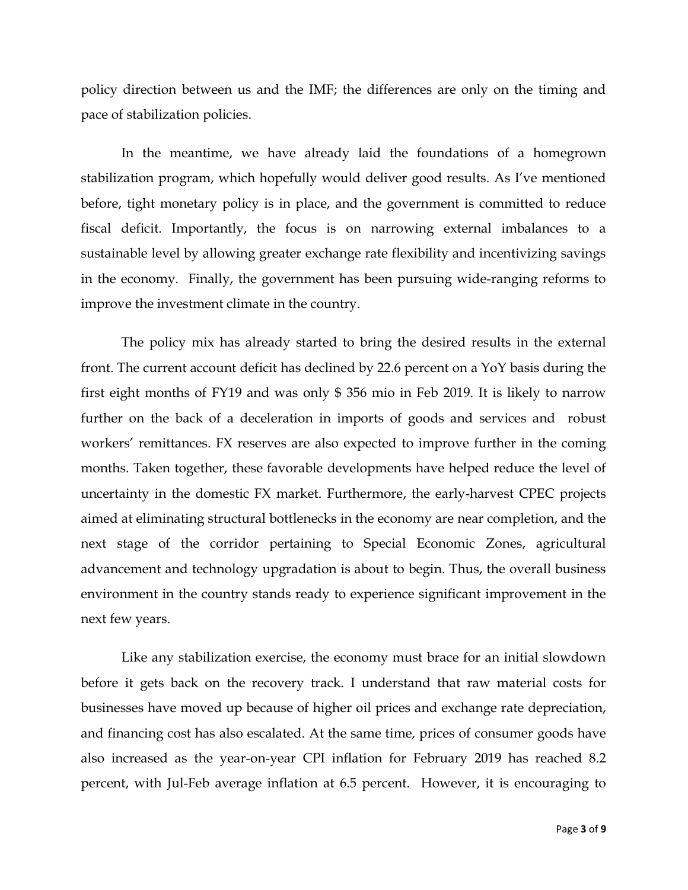policy direction between us and the IMF; the differences are only on the timing and pace of stabilization policies.

In the meantime, we have already laid the foundations of a homegrown stabilization program, which hopefully would deliver good results. As I've mentioned before, tight monetary policy is in place, and the government is committed to reduce fiscal deficit. Importantly, the focus is on narrowing external imbalances to a sustainable level by allowing greater exchange rate flexibility and incentivizing savings in the economy. Finally, the government has been pursuing wide-ranging reforms to improve the investment climate in the country.

The policy mix has already started to bring the desired results in the external front. The current account deficit has declined by 22.6 percent on a YoY basis during the first eight months of FY19 and was only $ 356 mio in Feb 2019. It is likely to narrow further on the back of a deceleration in imports of goods and services and robust workers' remittances. FX reserves are also expected to improve further in the coming months. Taken together, these favorable developments have helped reduce the level of uncertainty in the domestic FX market. Furthermore, the early-harvest CPEC projects aimed at eliminating structural bottlenecks in the economy are near completion, and the next stage of the corridor pertaining to Special Economic Zones, agricultural advancement and technology upgradation is about to begin. Thus, the overall business environment in the country stands ready to experience significant improvement in the next few years.

Like any stabilization exercise, the economy must brace for an initial slowdown before it gets back on the recovery track. I understand that raw material costs for businesses have moved up because of higher oil prices and exchange rate depreciation, and financing cost has also escalated. At the same time, prices of consumer goods have also increased as the year-on-year CPI inflation for February 2019 has reached 8.2 percent, with Jul-Feb average inflation at 6.5 percent. However, it is encouraging to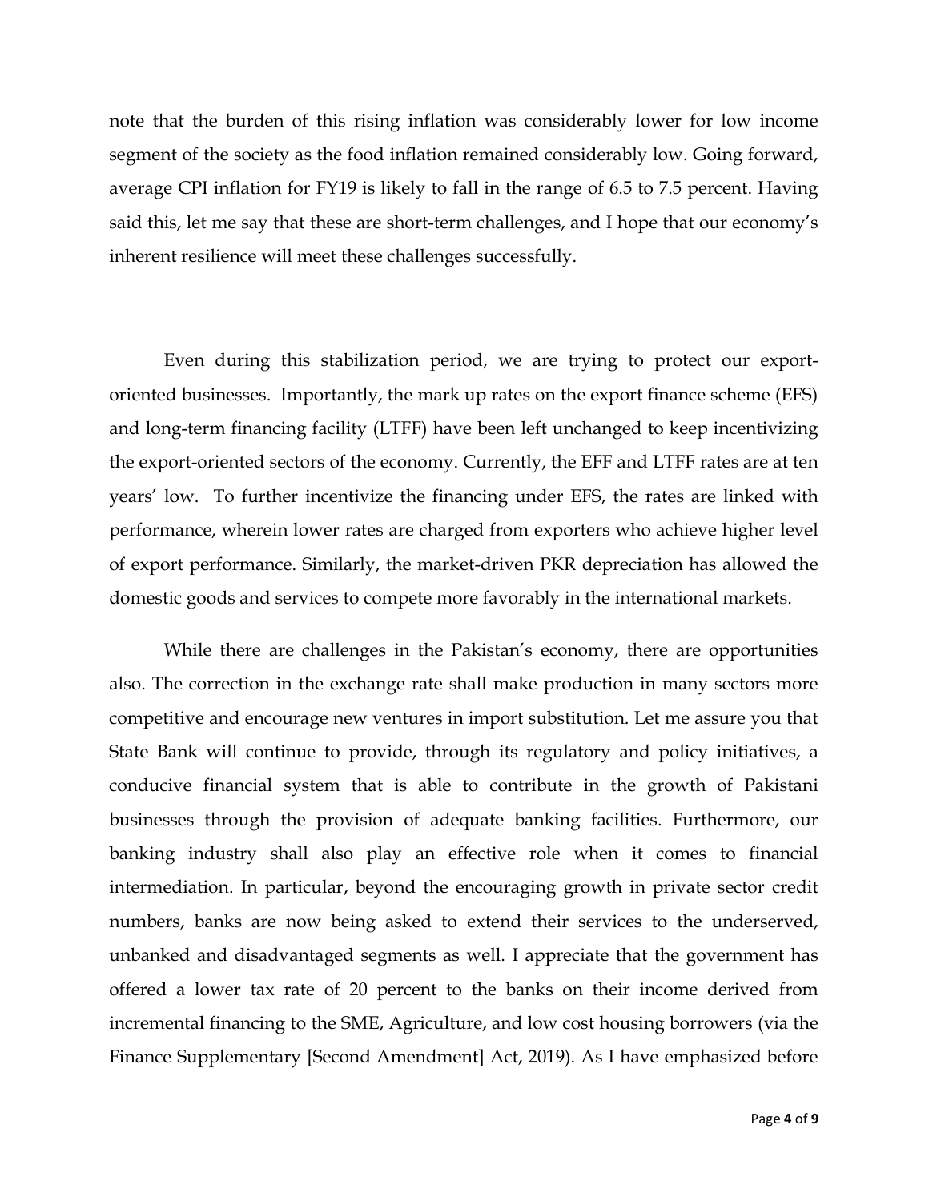note that the burden of this rising inflation was considerably lower for low income segment of the society as the food inflation remained considerably low. Going forward, average CPI inflation for FY19 is likely to fall in the range of 6.5 to 7.5 percent. Having said this, let me say that these are short-term challenges, and I hope that our economy's inherent resilience will meet these challenges successfully.

Even during this stabilization period, we are trying to protect our export-oriented businesses. Importantly, the mark up rates on the export finance scheme (EFS) and long-term financing facility (LTFF) have been left unchanged to keep incentivizing the export-oriented sectors of the economy. Currently, the EFF and LTFF rates are at ten years' low. To further incentivize the financing under EFS, the rates are linked with performance, wherein lower rates are charged from exporters who achieve higher level of export performance. Similarly, the market-driven PKR depreciation has allowed the domestic goods and services to compete more favorably in the international markets.

While there are challenges in the Pakistan's economy, there are opportunities also. The correction in the exchange rate shall make production in many sectors more competitive and encourage new ventures in import substitution. Let me assure you that State Bank will continue to provide, through its regulatory and policy initiatives, a conducive financial system that is able to contribute in the growth of Pakistani businesses through the provision of adequate banking facilities. Furthermore, our banking industry shall also play an effective role when it comes to financial intermediation. In particular, beyond the encouraging growth in private sector credit numbers, banks are now being asked to extend their services to the underserved, unbanked and disadvantaged segments as well. I appreciate that the government has offered a lower tax rate of 20 percent to the banks on their income derived from incremental financing to the SME, Agriculture, and low cost housing borrowers (via the Finance Supplementary [Second Amendment] Act, 2019). As I have emphasized before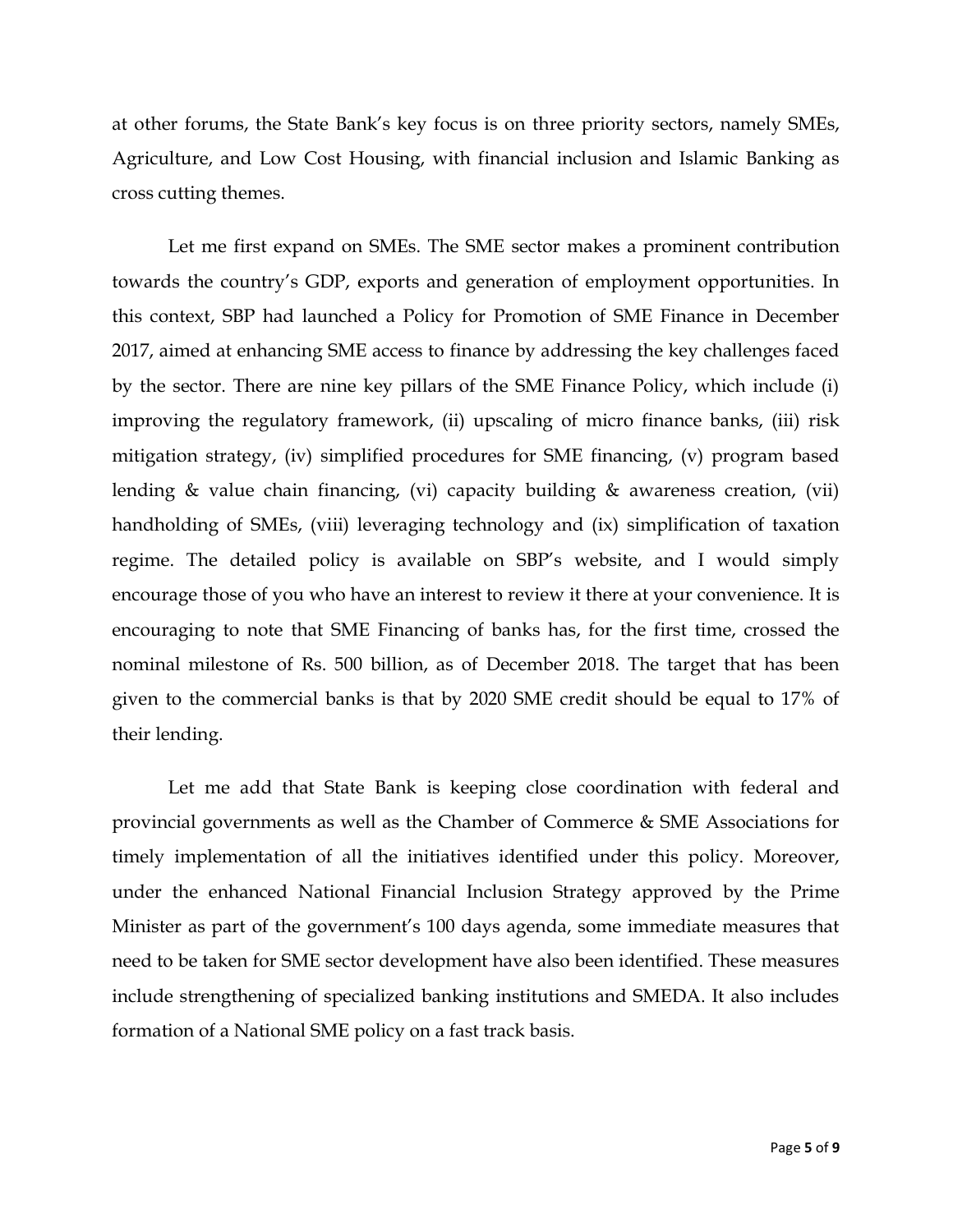at other forums, the State Bank's key focus is on three priority sectors, namely SMEs, Agriculture, and Low Cost Housing, with financial inclusion and Islamic Banking as cross cutting themes.

Let me first expand on SMEs. The SME sector makes a prominent contribution towards the country's GDP, exports and generation of employment opportunities. In this context, SBP had launched a Policy for Promotion of SME Finance in December 2017, aimed at enhancing SME access to finance by addressing the key challenges faced by the sector. There are nine key pillars of the SME Finance Policy, which include (i) improving the regulatory framework, (ii) upscaling of micro finance banks, (iii) risk mitigation strategy, (iv) simplified procedures for SME financing, (v) program based lending & value chain financing, (vi) capacity building & awareness creation, (vii) handholding of SMEs, (viii) leveraging technology and (ix) simplification of taxation regime. The detailed policy is available on SBP's website, and I would simply encourage those of you who have an interest to review it there at your convenience. It is encouraging to note that SME Financing of banks has, for the first time, crossed the nominal milestone of Rs. 500 billion, as of December 2018. The target that has been given to the commercial banks is that by 2020 SME credit should be equal to 17% of their lending.

Let me add that State Bank is keeping close coordination with federal and provincial governments as well as the Chamber of Commerce & SME Associations for timely implementation of all the initiatives identified under this policy. Moreover, under the enhanced National Financial Inclusion Strategy approved by the Prime Minister as part of the government's 100 days agenda, some immediate measures that need to be taken for SME sector development have also been identified. These measures include strengthening of specialized banking institutions and SMEDA. It also includes formation of a National SME policy on a fast track basis.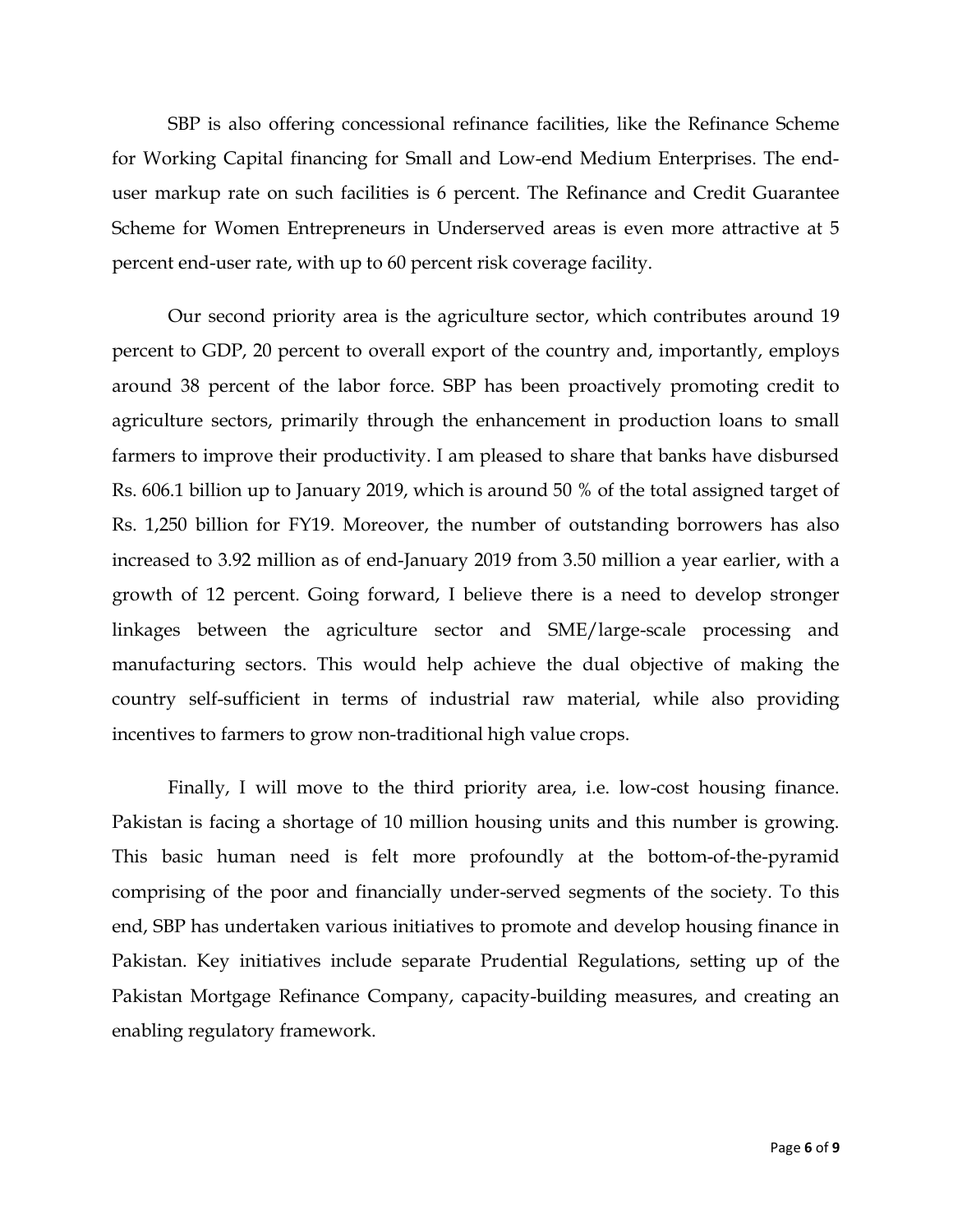SBP is also offering concessional refinance facilities, like the Refinance Scheme for Working Capital financing for Small and Low-end Medium Enterprises. The end-user markup rate on such facilities is 6 percent. The Refinance and Credit Guarantee Scheme for Women Entrepreneurs in Underserved areas is even more attractive at 5 percent end-user rate, with up to 60 percent risk coverage facility.

Our second priority area is the agriculture sector, which contributes around 19 percent to GDP, 20 percent to overall export of the country and, importantly, employs around 38 percent of the labor force. SBP has been proactively promoting credit to agriculture sectors, primarily through the enhancement in production loans to small farmers to improve their productivity. I am pleased to share that banks have disbursed Rs. 606.1 billion up to January 2019, which is around 50 % of the total assigned target of Rs. 1,250 billion for FY19. Moreover, the number of outstanding borrowers has also increased to 3.92 million as of end-January 2019 from 3.50 million a year earlier, with a growth of 12 percent. Going forward, I believe there is a need to develop stronger linkages between the agriculture sector and SME/large-scale processing and manufacturing sectors. This would help achieve the dual objective of making the country self-sufficient in terms of industrial raw material, while also providing incentives to farmers to grow non-traditional high value crops.

Finally, I will move to the third priority area, i.e. low-cost housing finance. Pakistan is facing a shortage of 10 million housing units and this number is growing. This basic human need is felt more profoundly at the bottom-of-the-pyramid comprising of the poor and financially under-served segments of the society. To this end, SBP has undertaken various initiatives to promote and develop housing finance in Pakistan. Key initiatives include separate Prudential Regulations, setting up of the Pakistan Mortgage Refinance Company, capacity-building measures, and creating an enabling regulatory framework.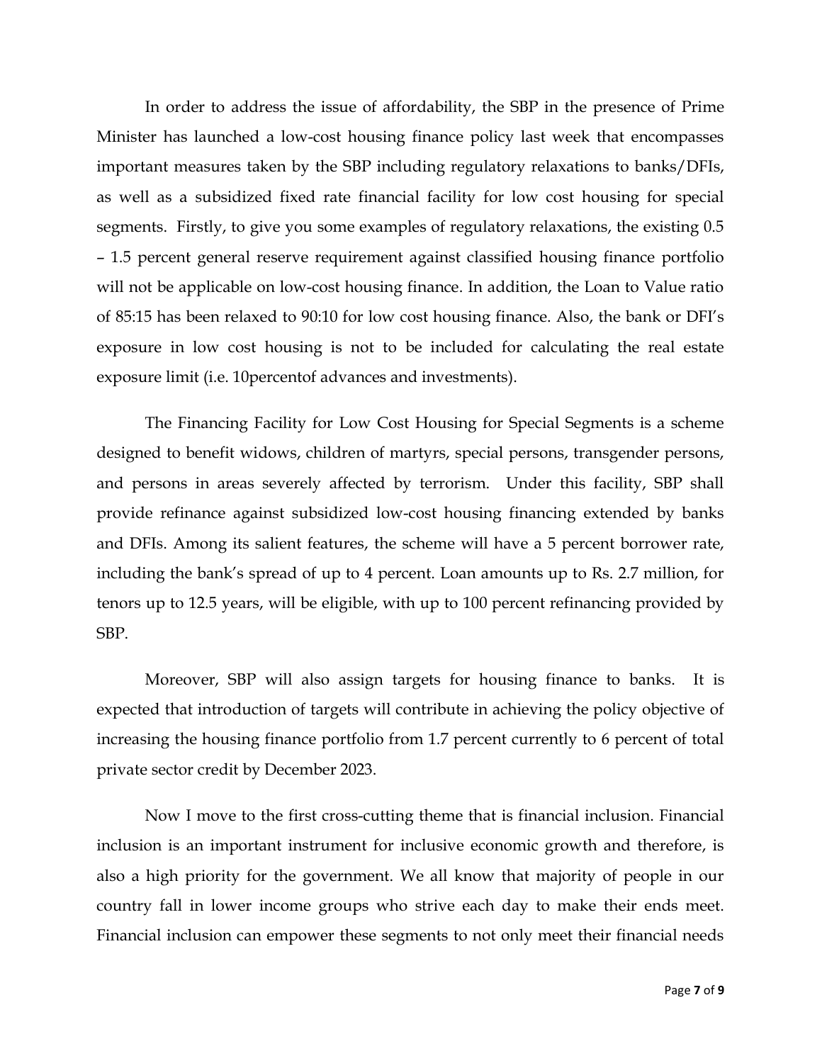In order to address the issue of affordability, the SBP in the presence of Prime Minister has launched a low-cost housing finance policy last week that encompasses important measures taken by the SBP including regulatory relaxations to banks/DFIs, as well as a subsidized fixed rate financial facility for low cost housing for special segments. Firstly, to give you some examples of regulatory relaxations, the existing 0.5 – 1.5 percent general reserve requirement against classified housing finance portfolio will not be applicable on low-cost housing finance. In addition, the Loan to Value ratio of 85:15 has been relaxed to 90:10 for low cost housing finance. Also, the bank or DFI's exposure in low cost housing is not to be included for calculating the real estate exposure limit (i.e. 10percentof advances and investments).

The Financing Facility for Low Cost Housing for Special Segments is a scheme designed to benefit widows, children of martyrs, special persons, transgender persons, and persons in areas severely affected by terrorism. Under this facility, SBP shall provide refinance against subsidized low-cost housing financing extended by banks and DFIs. Among its salient features, the scheme will have a 5 percent borrower rate, including the bank's spread of up to 4 percent. Loan amounts up to Rs. 2.7 million, for tenors up to 12.5 years, will be eligible, with up to 100 percent refinancing provided by SBP.

Moreover, SBP will also assign targets for housing finance to banks. It is expected that introduction of targets will contribute in achieving the policy objective of increasing the housing finance portfolio from 1.7 percent currently to 6 percent of total private sector credit by December 2023.

Now I move to the first cross-cutting theme that is financial inclusion. Financial inclusion is an important instrument for inclusive economic growth and therefore, is also a high priority for the government. We all know that majority of people in our country fall in lower income groups who strive each day to make their ends meet. Financial inclusion can empower these segments to not only meet their financial needs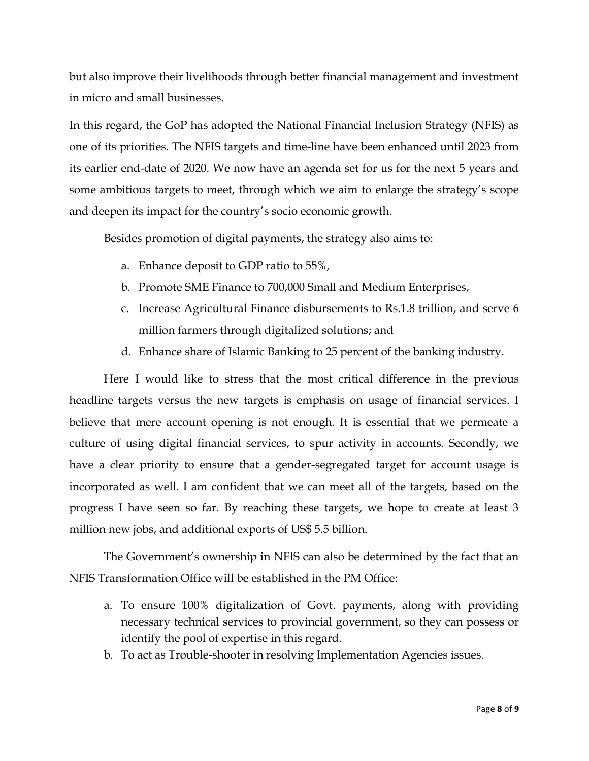but also improve their livelihoods through better financial management and investment in micro and small businesses.

In this regard, the GoP has adopted the National Financial Inclusion Strategy (NFIS) as one of its priorities. The NFIS targets and time-line have been enhanced until 2023 from its earlier end-date of 2020. We now have an agenda set for us for the next 5 years and some ambitious targets to meet, through which we aim to enlarge the strategy's scope and deepen its impact for the country's socio economic growth.

Besides promotion of digital payments, the strategy also aims to:

a. Enhance deposit to GDP ratio to 55%,
b. Promote SME Finance to 700,000 Small and Medium Enterprises,
c. Increase Agricultural Finance disbursements to Rs.1.8 trillion, and serve 6 million farmers through digitalized solutions; and
d. Enhance share of Islamic Banking to 25 percent of the banking industry.

Here I would like to stress that the most critical difference in the previous headline targets versus the new targets is emphasis on usage of financial services. I believe that mere account opening is not enough. It is essential that we permeate a culture of using digital financial services, to spur activity in accounts. Secondly, we have a clear priority to ensure that a gender-segregated target for account usage is incorporated as well. I am confident that we can meet all of the targets, based on the progress I have seen so far. By reaching these targets, we hope to create at least 3 million new jobs, and additional exports of US$ 5.5 billion.

The Government's ownership in NFIS can also be determined by the fact that an NFIS Transformation Office will be established in the PM Office:

a. To ensure 100% digitalization of Govt. payments, along with providing necessary technical services to provincial government, so they can possess or identify the pool of expertise in this regard.
b. To act as Trouble-shooter in resolving Implementation Agencies issues.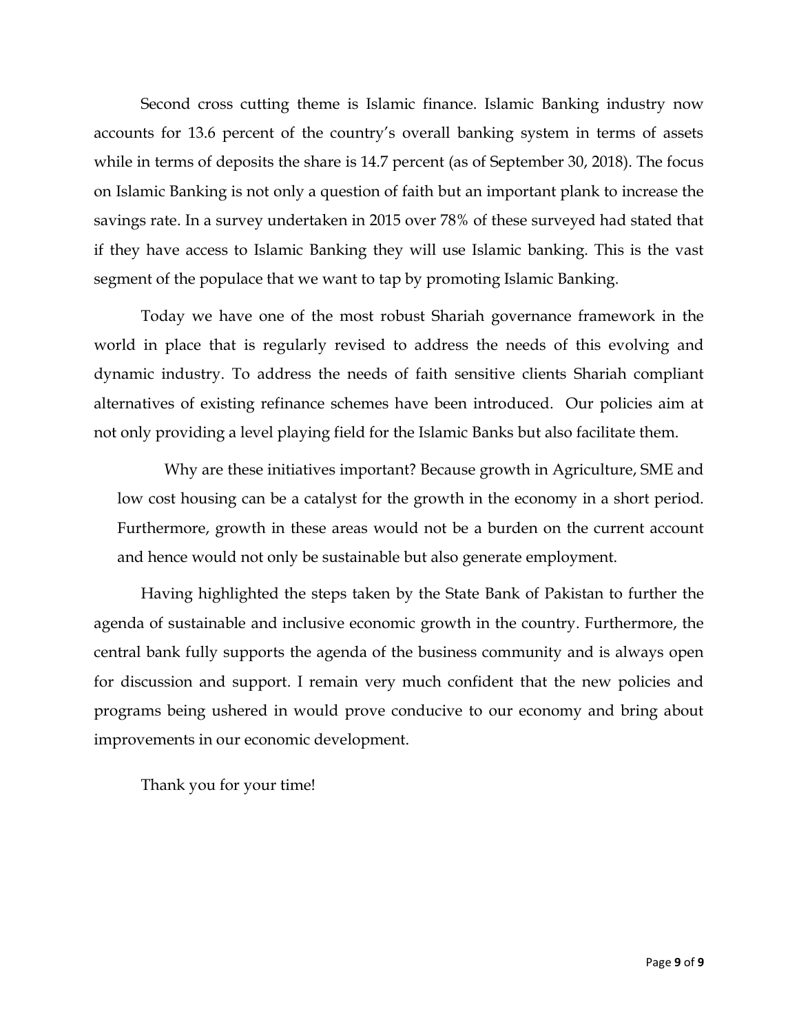Second cross cutting theme is Islamic finance. Islamic Banking industry now accounts for 13.6 percent of the country's overall banking system in terms of assets while in terms of deposits the share is 14.7 percent (as of September 30, 2018). The focus on Islamic Banking is not only a question of faith but an important plank to increase the savings rate. In a survey undertaken in 2015 over 78% of these surveyed had stated that if they have access to Islamic Banking they will use Islamic banking. This is the vast segment of the populace that we want to tap by promoting Islamic Banking.

Today we have one of the most robust Shariah governance framework in the world in place that is regularly revised to address the needs of this evolving and dynamic industry. To address the needs of faith sensitive clients Shariah compliant alternatives of existing refinance schemes have been introduced. Our policies aim at not only providing a level playing field for the Islamic Banks but also facilitate them.

Why are these initiatives important? Because growth in Agriculture, SME and low cost housing can be a catalyst for the growth in the economy in a short period. Furthermore, growth in these areas would not be a burden on the current account and hence would not only be sustainable but also generate employment.

Having highlighted the steps taken by the State Bank of Pakistan to further the agenda of sustainable and inclusive economic growth in the country. Furthermore, the central bank fully supports the agenda of the business community and is always open for discussion and support. I remain very much confident that the new policies and programs being ushered in would prove conducive to our economy and bring about improvements in our economic development.

Thank you for your time!